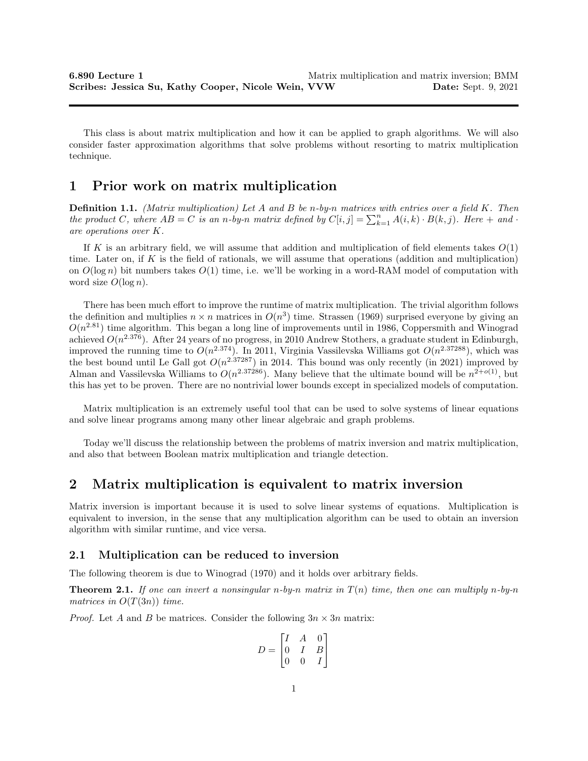**6.890 Lecture 1** Matrix multiplication and matrix inversion; BMM
**Scribes: Jessica Su, Kathy Cooper, Nicole Wein, VVW** **Date:** Sept. 9, 2021

---

This class is about matrix multiplication and how it can be applied to graph algorithms. We will also consider faster approximation algorithms that solve problems without resorting to matrix multiplication technique.

# 1 Prior work on matrix multiplication

**Definition 1.1.** *(Matrix multiplication) Let $A$ and $B$ be $n$-by-$n$ matrices with entries over a field $K$. Then the product $C$, where $AB = C$ is an $n$-by-$n$ matrix defined by $C[i,j] = \sum_{k=1}^{n} A(i,k) \cdot B(k,j)$. Here $+$ and $\cdot$ are operations over $K$.*

If $K$ is an arbitrary field, we will assume that addition and multiplication of field elements takes $O(1)$ time. Later on, if $K$ is the field of rationals, we will assume that operations (addition and multiplication) on $O(\log n)$ bit numbers takes $O(1)$ time, i.e. we'll be working in a word-RAM model of computation with word size $O(\log n)$.

There has been much effort to improve the runtime of matrix multiplication. The trivial algorithm follows the definition and multiplies $n \times n$ matrices in $O(n^3)$ time. Strassen (1969) surprised everyone by giving an $O(n^{2.81})$ time algorithm. This began a long line of improvements until in 1986, Coppersmith and Winograd achieved $O(n^{2.376})$. After 24 years of no progress, in 2010 Andrew Stothers, a graduate student in Edinburgh, improved the running time to $O(n^{2.374})$. In 2011, Virginia Vassilevska Williams got $O(n^{2.37288})$, which was the best bound until Le Gall got $O(n^{2.37287})$ in 2014. This bound was only recently (in 2021) improved by Alman and Vassilevska Williams to $O(n^{2.37286})$. Many believe that the ultimate bound will be $n^{2+o(1)}$, but this has yet to be proven. There are no nontrivial lower bounds except in specialized models of computation.

Matrix multiplication is an extremely useful tool that can be used to solve systems of linear equations and solve linear programs among many other linear algebraic and graph problems.

Today we'll discuss the relationship between the problems of matrix inversion and matrix multiplication, and also that between Boolean matrix multiplication and triangle detection.

# 2 Matrix multiplication is equivalent to matrix inversion

Matrix inversion is important because it is used to solve linear systems of equations. Multiplication is equivalent to inversion, in the sense that any multiplication algorithm can be used to obtain an inversion algorithm with similar runtime, and vice versa.

## 2.1 Multiplication can be reduced to inversion

The following theorem is due to Winograd (1970) and it holds over arbitrary fields.

**Theorem 2.1.** *If one can invert a nonsingular $n$-by-$n$ matrix in $T(n)$ time, then one can multiply $n$-by-$n$ matrices in $O(T(3n))$ time.*

*Proof.* Let $A$ and $B$ be matrices. Consider the following $3n \times 3n$ matrix:

$$D = \begin{bmatrix} I & A & 0 \\ 0 & I & B \\ 0 & 0 & I \end{bmatrix}$$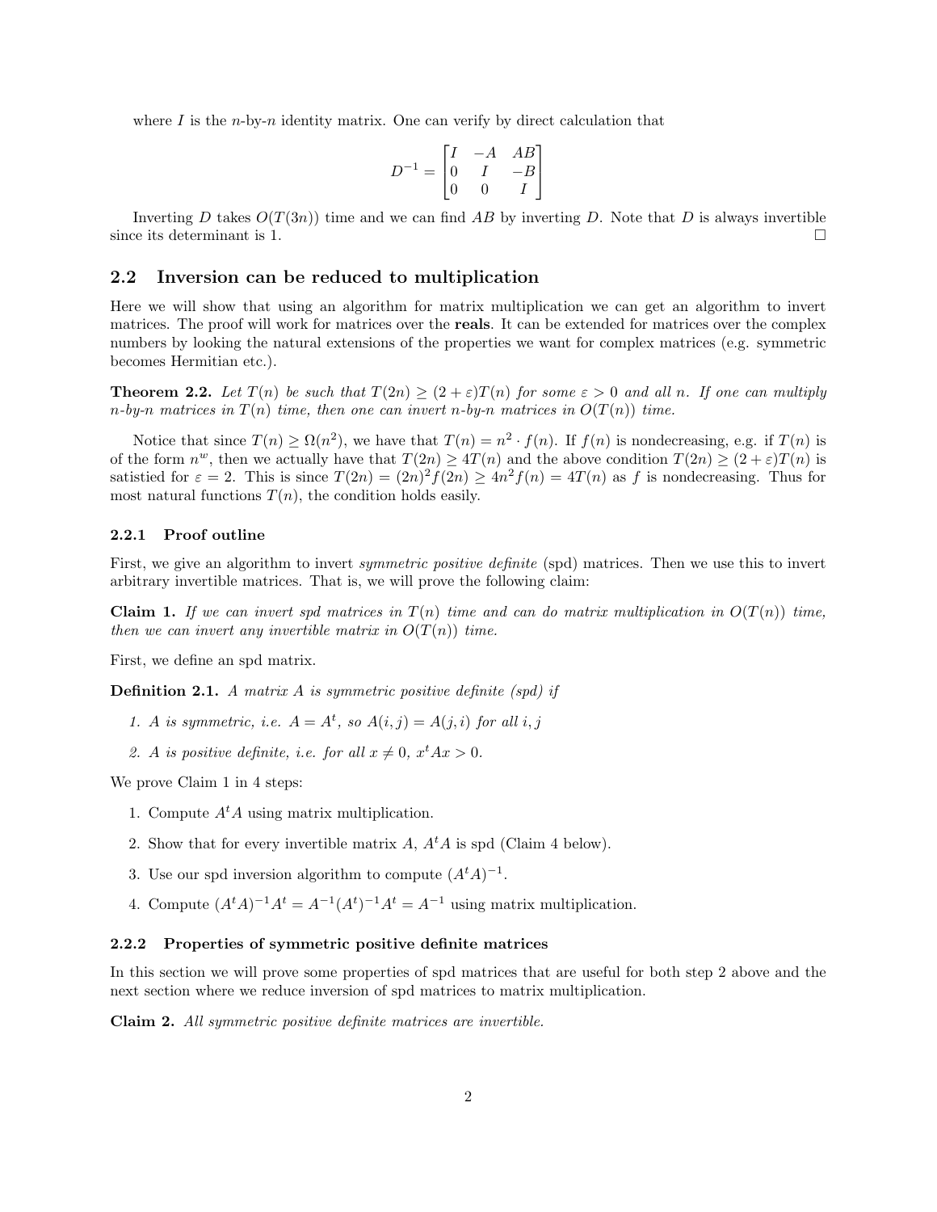where $I$ is the $n$-by-$n$ identity matrix. One can verify by direct calculation that

$$D^{-1} = \begin{bmatrix} I & -A & AB \\ 0 & I & -B \\ 0 & 0 & I \end{bmatrix}$$

Inverting $D$ takes $O(T(3n))$ time and we can find $AB$ by inverting $D$. Note that $D$ is always invertible since its determinant is 1. $\square$

## 2.2 Inversion can be reduced to multiplication

Here we will show that using an algorithm for matrix multiplication we can get an algorithm to invert matrices. The proof will work for matrices over the **reals**. It can be extended for matrices over the complex numbers by looking the natural extensions of the properties we want for complex matrices (e.g. symmetric becomes Hermitian etc.).

**Theorem 2.2.** *Let $T(n)$ be such that $T(2n) \geq (2+\varepsilon)T(n)$ for some $\varepsilon > 0$ and all $n$. If one can multiply $n$-by-$n$ matrices in $T(n)$ time, then one can invert $n$-by-$n$ matrices in $O(T(n))$ time.*

Notice that since $T(n) \geq \Omega(n^2)$, we have that $T(n) = n^2 \cdot f(n)$. If $f(n)$ is nondecreasing, e.g. if $T(n)$ is of the form $n^w$, then we actually have that $T(2n) \geq 4T(n)$ and the above condition $T(2n) \geq (2+\varepsilon)T(n)$ is satistied for $\varepsilon = 2$. This is since $T(2n) = (2n)^2 f(2n) \geq 4n^2 f(n) = 4T(n)$ as $f$ is nondecreasing. Thus for most natural functions $T(n)$, the condition holds easily.

### 2.2.1 Proof outline

First, we give an algorithm to invert *symmetric positive definite* (spd) matrices. Then we use this to invert arbitrary invertible matrices. That is, we will prove the following claim:

**Claim 1.** *If we can invert spd matrices in $T(n)$ time and can do matrix multiplication in $O(T(n))$ time, then we can invert any invertible matrix in $O(T(n))$ time.*

First, we define an spd matrix.

**Definition 2.1.** *A matrix $A$ is symmetric positive definite (spd) if*

1. *$A$ is symmetric, i.e. $A = A^t$, so $A(i,j) = A(j,i)$ for all $i, j$*
2. *$A$ is positive definite, i.e. for all $x \neq 0$, $x^t A x > 0$.*

We prove Claim 1 in 4 steps:

1. Compute $A^t A$ using matrix multiplication.
2. Show that for every invertible matrix $A$, $A^t A$ is spd (Claim 4 below).
3. Use our spd inversion algorithm to compute $(A^t A)^{-1}$.
4. Compute $(A^t A)^{-1} A^t = A^{-1}(A^t)^{-1} A^t = A^{-1}$ using matrix multiplication.

### 2.2.2 Properties of symmetric positive definite matrices

In this section we will prove some properties of spd matrices that are useful for both step 2 above and the next section where we reduce inversion of spd matrices to matrix multiplication.

**Claim 2.** *All symmetric positive definite matrices are invertible.*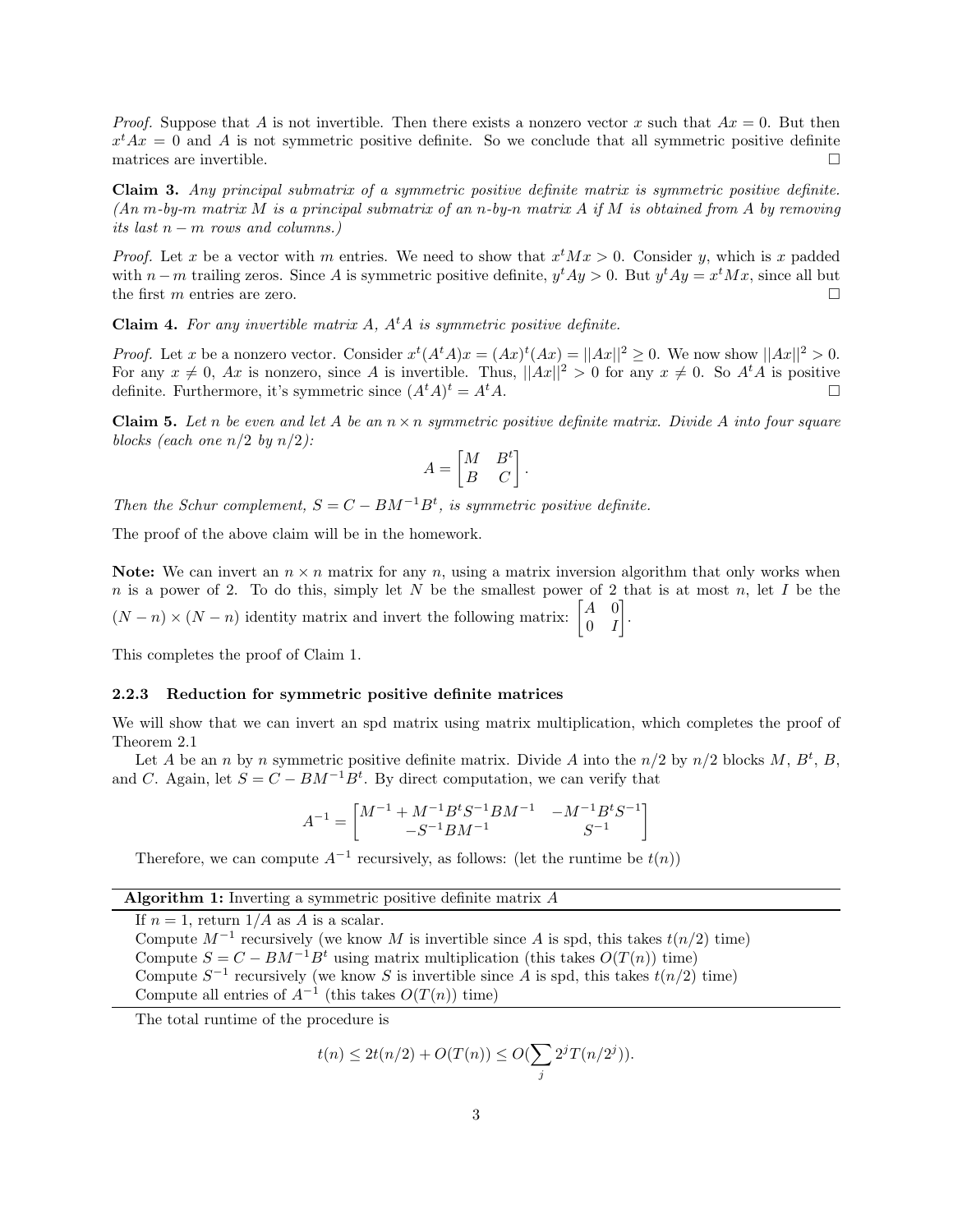*Proof.* Suppose that $A$ is not invertible. Then there exists a nonzero vector $x$ such that $Ax = 0$. But then $x^t Ax = 0$ and $A$ is not symmetric positive definite. So we conclude that all symmetric positive definite matrices are invertible. □

**Claim 3.** *Any principal submatrix of a symmetric positive definite matrix is symmetric positive definite. (An $m$-by-$m$ matrix $M$ is a principal submatrix of an $n$-by-$n$ matrix $A$ if $M$ is obtained from $A$ by removing its last $n - m$ rows and columns.)*

*Proof.* Let $x$ be a vector with $m$ entries. We need to show that $x^t Mx > 0$. Consider $y$, which is $x$ padded with $n - m$ trailing zeros. Since $A$ is symmetric positive definite, $y^t Ay > 0$. But $y^t Ay = x^t Mx$, since all but the first $m$ entries are zero. □

**Claim 4.** *For any invertible matrix $A$, $A^t A$ is symmetric positive definite.*

*Proof.* Let $x$ be a nonzero vector. Consider $x^t(A^t A)x = (Ax)^t(Ax) = ||Ax||^2 \geq 0$. We now show $||Ax||^2 > 0$. For any $x \neq 0$, $Ax$ is nonzero, since $A$ is invertible. Thus, $||Ax||^2 > 0$ for any $x \neq 0$. So $A^t A$ is positive definite. Furthermore, it's symmetric since $(A^t A)^t = A^t A$. □

**Claim 5.** *Let $n$ be even and let $A$ be an $n \times n$ symmetric positive definite matrix. Divide $A$ into four square blocks (each one $n/2$ by $n/2$):*

$$A = \begin{bmatrix} M & B^t \\ B & C \end{bmatrix}.$$

*Then the Schur complement, $S = C - BM^{-1}B^t$, is symmetric positive definite.*

The proof of the above claim will be in the homework.

**Note:** We can invert an $n \times n$ matrix for any $n$, using a matrix inversion algorithm that only works when $n$ is a power of 2. To do this, simply let $N$ be the smallest power of 2 that is at most $n$, let $I$ be the $(N - n) \times (N - n)$ identity matrix and invert the following matrix: $\begin{bmatrix} A & 0 \\ 0 & I \end{bmatrix}$.

This completes the proof of Claim 1.

### 2.2.3 Reduction for symmetric positive definite matrices

We will show that we can invert an spd matrix using matrix multiplication, which completes the proof of Theorem 2.1

Let $A$ be an $n$ by $n$ symmetric positive definite matrix. Divide $A$ into the $n/2$ by $n/2$ blocks $M$, $B^t$, $B$, and $C$. Again, let $S = C - BM^{-1}B^t$. By direct computation, we can verify that

$$A^{-1} = \begin{bmatrix} M^{-1} + M^{-1}B^t S^{-1} BM^{-1} & -M^{-1}B^t S^{-1} \\ -S^{-1}BM^{-1} & S^{-1} \end{bmatrix}$$

Therefore, we can compute $A^{-1}$ recursively, as follows: (let the runtime be $t(n)$)

**Algorithm 1:** Inverting a symmetric positive definite matrix $A$

```
If n = 1, return 1/A as A is a scalar.
Compute M^{-1} recursively (we know M is invertible since A is spd, this takes t(n/2) time)
Compute S = C − BM^{-1}B^t using matrix multiplication (this takes O(T(n)) time)
Compute S^{-1} recursively (we know S is invertible since A is spd, this takes t(n/2) time)
Compute all entries of A^{-1} (this takes O(T(n)) time)
```

The total runtime of the procedure is

$$t(n) \leq 2t(n/2) + O(T(n)) \leq O(\sum_j 2^j T(n/2^j)).$$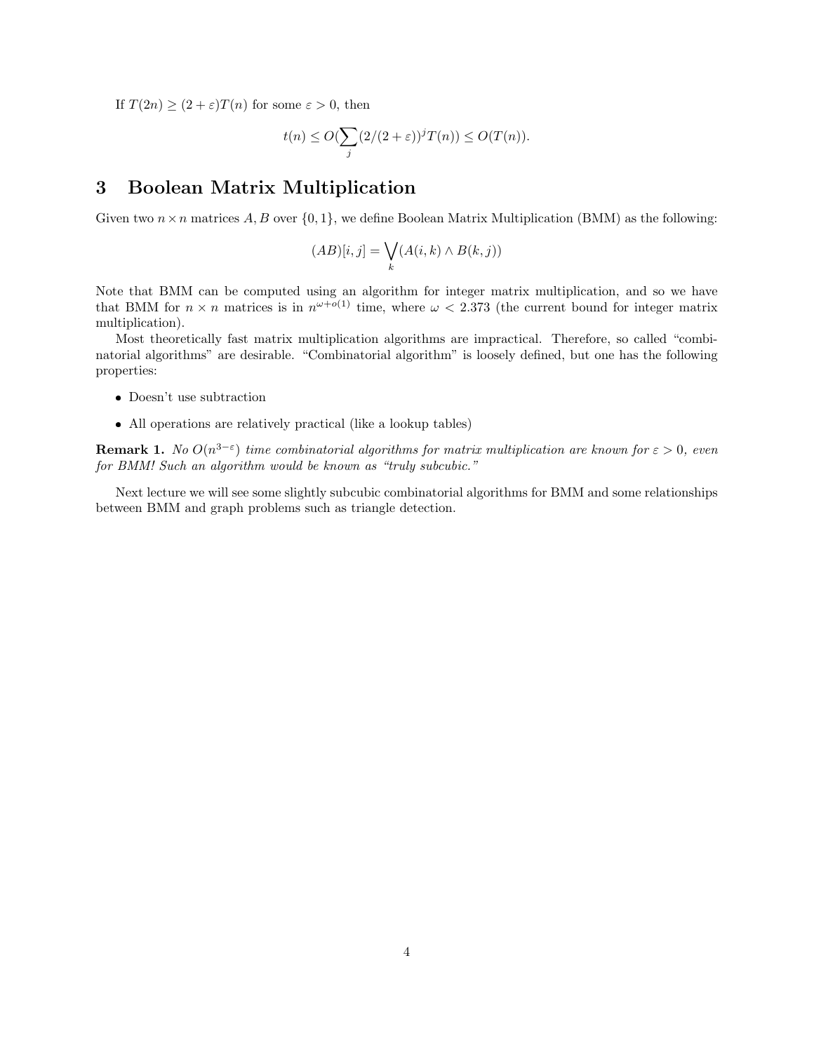If $T(2n) \geq (2+\varepsilon)T(n)$ for some $\varepsilon > 0$, then

$$t(n) \leq O(\sum_j (2/(2+\varepsilon))^j T(n)) \leq O(T(n)).$$

## 3 Boolean Matrix Multiplication

Given two $n \times n$ matrices $A, B$ over $\{0, 1\}$, we define Boolean Matrix Multiplication (BMM) as the following:

$$(AB)[i, j] = \bigvee_k (A(i, k) \wedge B(k, j))$$

Note that BMM can be computed using an algorithm for integer matrix multiplication, and so we have that BMM for $n \times n$ matrices is in $n^{\omega + o(1)}$ time, where $\omega < 2.373$ (the current bound for integer matrix multiplication).

Most theoretically fast matrix multiplication algorithms are impractical. Therefore, so called "combinatorial algorithms" are desirable. "Combinatorial algorithm" is loosely defined, but one has the following properties:

- Doesn't use subtraction
- All operations are relatively practical (like a lookup tables)

**Remark 1.** *No $O(n^{3-\varepsilon})$ time combinatorial algorithms for matrix multiplication are known for $\varepsilon > 0$, even for BMM! Such an algorithm would be known as "truly subcubic."*

Next lecture we will see some slightly subcubic combinatorial algorithms for BMM and some relationships between BMM and graph problems such as triangle detection.